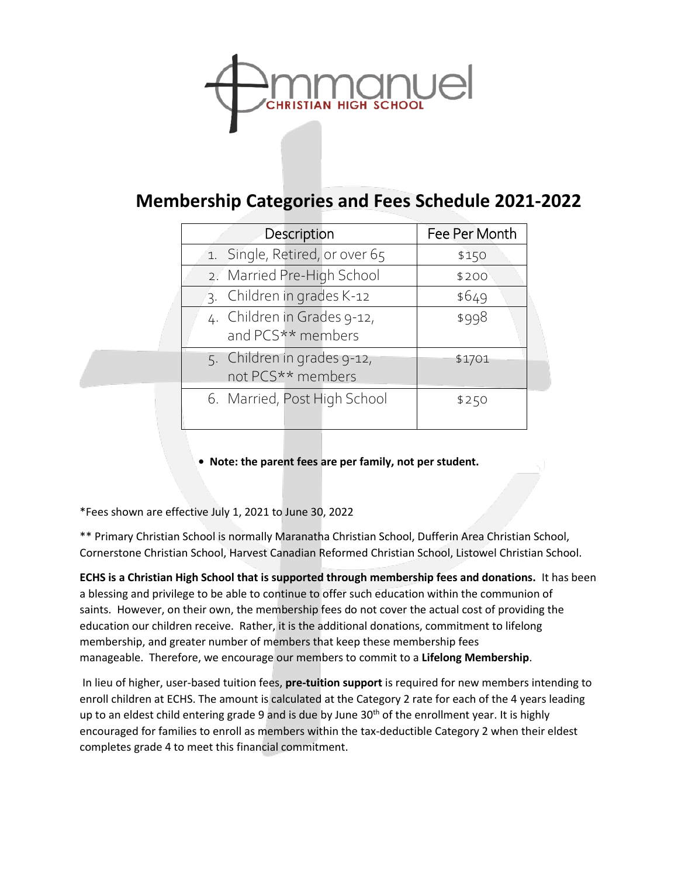# Emmanuel Christian High School

## Membership Categories and Fees Schedule 2021-2022

| Description | Fee Per Month |
|---|---|
| 1. Single, Retired, or over 65 | $150 |
| 2. Married Pre-High School | $200 |
| 3. Children in grades K-12 | $649 |
| 4. Children in Grades 9-12, and PCS** members | $998 |
| 5. Children in grades 9-12, not PCS** members | $1701 |
| 6. Married, Post High School | $250 |

- **Note: the parent fees are per family, not per student.**

*Fees shown are effective July 1, 2021 to June 30, 2022

** Primary Christian School is normally Maranatha Christian School, Dufferin Area Christian School, Cornerstone Christian School, Harvest Canadian Reformed Christian School, Listowel Christian School.

**ECHS is a Christian High School that is supported through membership fees and donations.** It has been a blessing and privilege to be able to continue to offer such education within the communion of saints. However, on their own, the membership fees do not cover the actual cost of providing the education our children receive. Rather, it is the additional donations, commitment to lifelong membership, and greater number of members that keep these membership fees manageable. Therefore, we encourage our members to commit to a **Lifelong Membership**.

In lieu of higher, user-based tuition fees, **pre-tuition support** is required for new members intending to enroll children at ECHS. The amount is calculated at the Category 2 rate for each of the 4 years leading up to an eldest child entering grade 9 and is due by June 30th of the enrollment year. It is highly encouraged for families to enroll as members within the tax-deductible Category 2 when their eldest completes grade 4 to meet this financial commitment.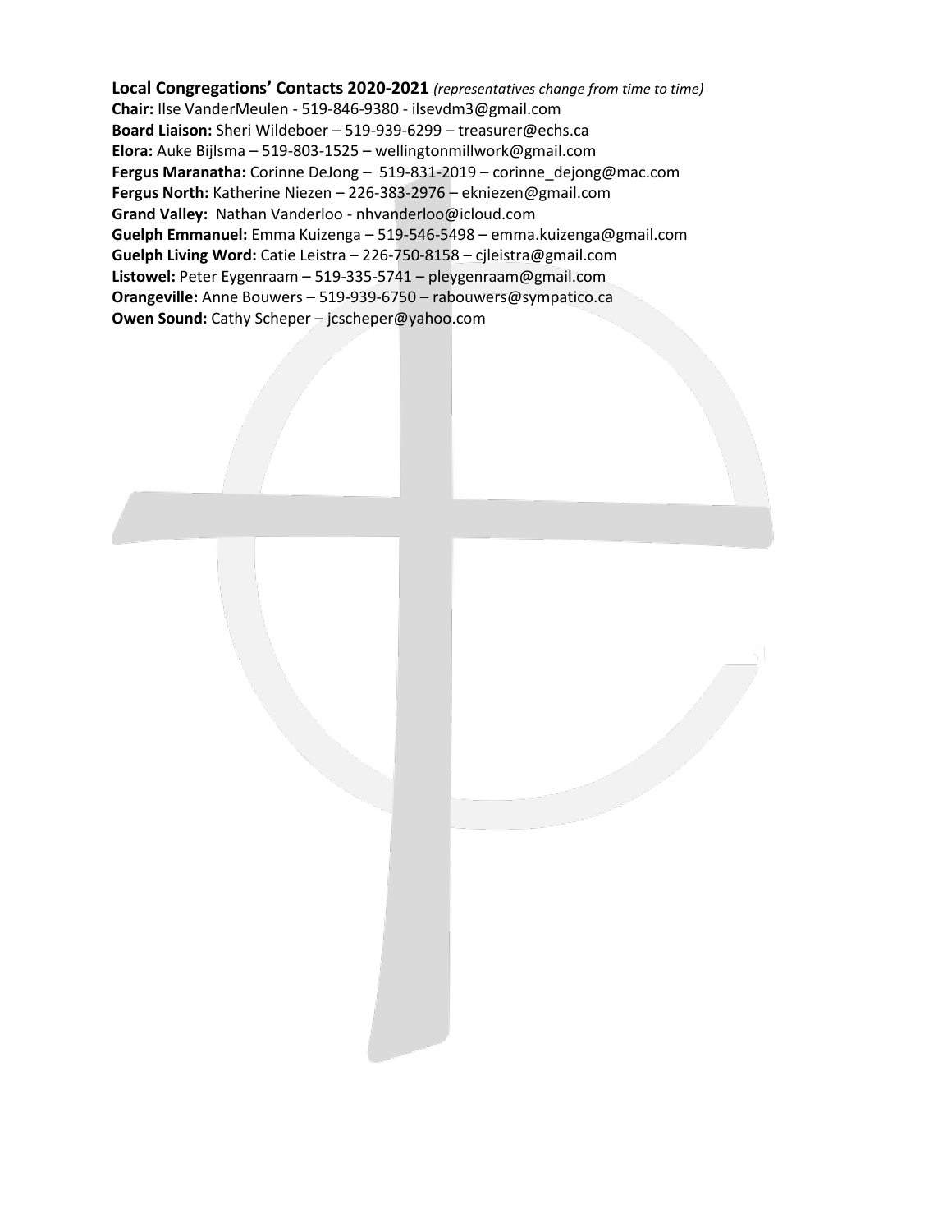**Local Congregations' Contacts 2020-2021** *(representatives change from time to time)*

**Chair:** Ilse VanderMeulen - 519-846-9380 - ilsevdm3@gmail.com
**Board Liaison:** Sheri Wildeboer – 519-939-6299 – treasurer@echs.ca
**Elora:** Auke Bijlsma – 519-803-1525 – wellingtonmillwork@gmail.com
**Fergus Maranatha:** Corinne DeJong – 519-831-2019 – corinne_dejong@mac.com
**Fergus North:** Katherine Niezen – 226-383-2976 – ekniezen@gmail.com
**Grand Valley:** Nathan Vanderloo - nhvanderloo@icloud.com
**Guelph Emmanuel:** Emma Kuizenga – 519-546-5498 – emma.kuizenga@gmail.com
**Guelph Living Word:** Catie Leistra – 226-750-8158 – cjleistra@gmail.com
**Listowel:** Peter Eygenraam – 519-335-5741 – pleygenraam@gmail.com
**Orangeville:** Anne Bouwers – 519-939-6750 – rabouwers@sympatico.ca
**Owen Sound:** Cathy Scheper – jcscheper@yahoo.com